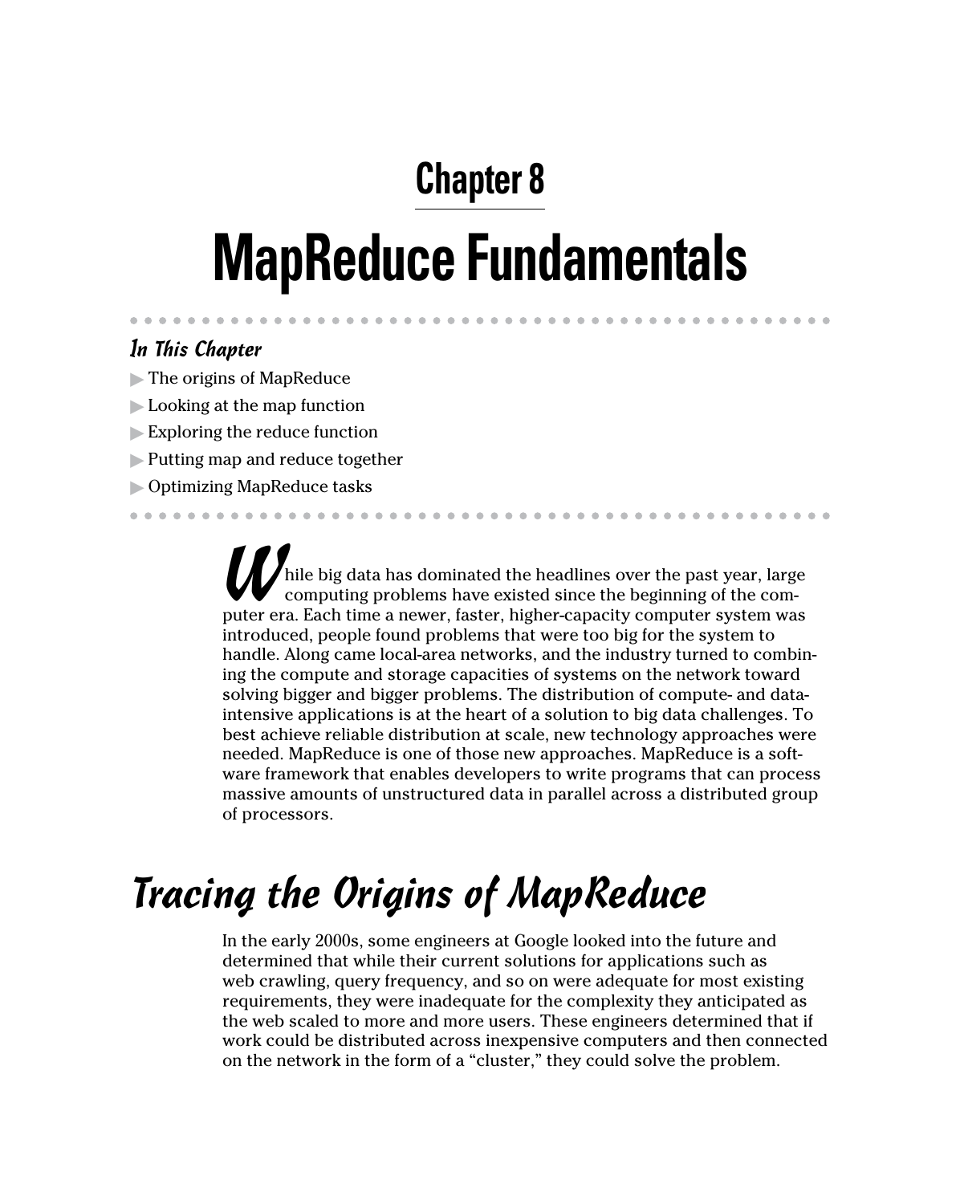# Chapter 8

# MapReduce Fundamentals

### In This Chapter

- The origins of MapReduce
- Looking at the map function
- Exploring the reduce function
- Putting map and reduce together
- Optimizing MapReduce tasks

While big data has dominated the headlines over the past year, large computing problems have existed since the beginning of the computer era. Each time a newer, faster, higher-capacity computer system was introduced, people found problems that were too big for the system to handle. Along came local-area networks, and the industry turned to combining the compute and storage capacities of systems on the network toward solving bigger and bigger problems. The distribution of compute- and data-intensive applications is at the heart of a solution to big data challenges. To best achieve reliable distribution at scale, new technology approaches were needed. MapReduce is one of those new approaches. MapReduce is a software framework that enables developers to write programs that can process massive amounts of unstructured data in parallel across a distributed group of processors.

## Tracing the Origins of MapReduce

In the early 2000s, some engineers at Google looked into the future and determined that while their current solutions for applications such as web crawling, query frequency, and so on were adequate for most existing requirements, they were inadequate for the complexity they anticipated as the web scaled to more and more users. These engineers determined that if work could be distributed across inexpensive computers and then connected on the network in the form of a "cluster," they could solve the problem.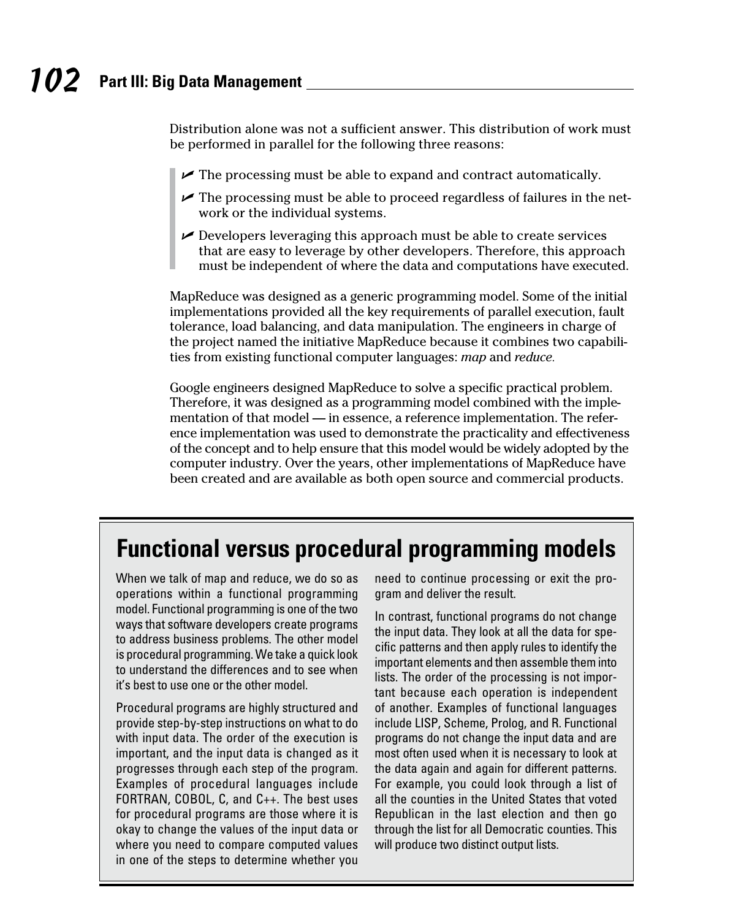Distribution alone was not a sufficient answer. This distribution of work must be performed in parallel for the following three reasons:

- The processing must be able to expand and contract automatically.
- The processing must be able to proceed regardless of failures in the network or the individual systems.
- Developers leveraging this approach must be able to create services that are easy to leverage by other developers. Therefore, this approach must be independent of where the data and computations have executed.

MapReduce was designed as a generic programming model. Some of the initial implementations provided all the key requirements of parallel execution, fault tolerance, load balancing, and data manipulation. The engineers in charge of the project named the initiative MapReduce because it combines two capabilities from existing functional computer languages: *map* and *reduce.*

Google engineers designed MapReduce to solve a specific practical problem. Therefore, it was designed as a programming model combined with the implementation of that model — in essence, a reference implementation. The reference implementation was used to demonstrate the practicality and effectiveness of the concept and to help ensure that this model would be widely adopted by the computer industry. Over the years, other implementations of MapReduce have been created and are available as both open source and commercial products.

## Functional versus procedural programming models

When we talk of map and reduce, we do so as operations within a functional programming model. Functional programming is one of the two ways that software developers create programs to address business problems. The other model is procedural programming. We take a quick look to understand the differences and to see when it's best to use one or the other model.

Procedural programs are highly structured and provide step-by-step instructions on what to do with input data. The order of the execution is important, and the input data is changed as it progresses through each step of the program. Examples of procedural languages include FORTRAN, COBOL, C, and C++. The best uses for procedural programs are those where it is okay to change the values of the input data or where you need to compare computed values in one of the steps to determine whether you need to continue processing or exit the program and deliver the result.

In contrast, functional programs do not change the input data. They look at all the data for specific patterns and then apply rules to identify the important elements and then assemble them into lists. The order of the processing is not important because each operation is independent of another. Examples of functional languages include LISP, Scheme, Prolog, and R. Functional programs do not change the input data and are most often used when it is necessary to look at the data again and again for different patterns. For example, you could look through a list of all the counties in the United States that voted Republican in the last election and then go through the list for all Democratic counties. This will produce two distinct output lists.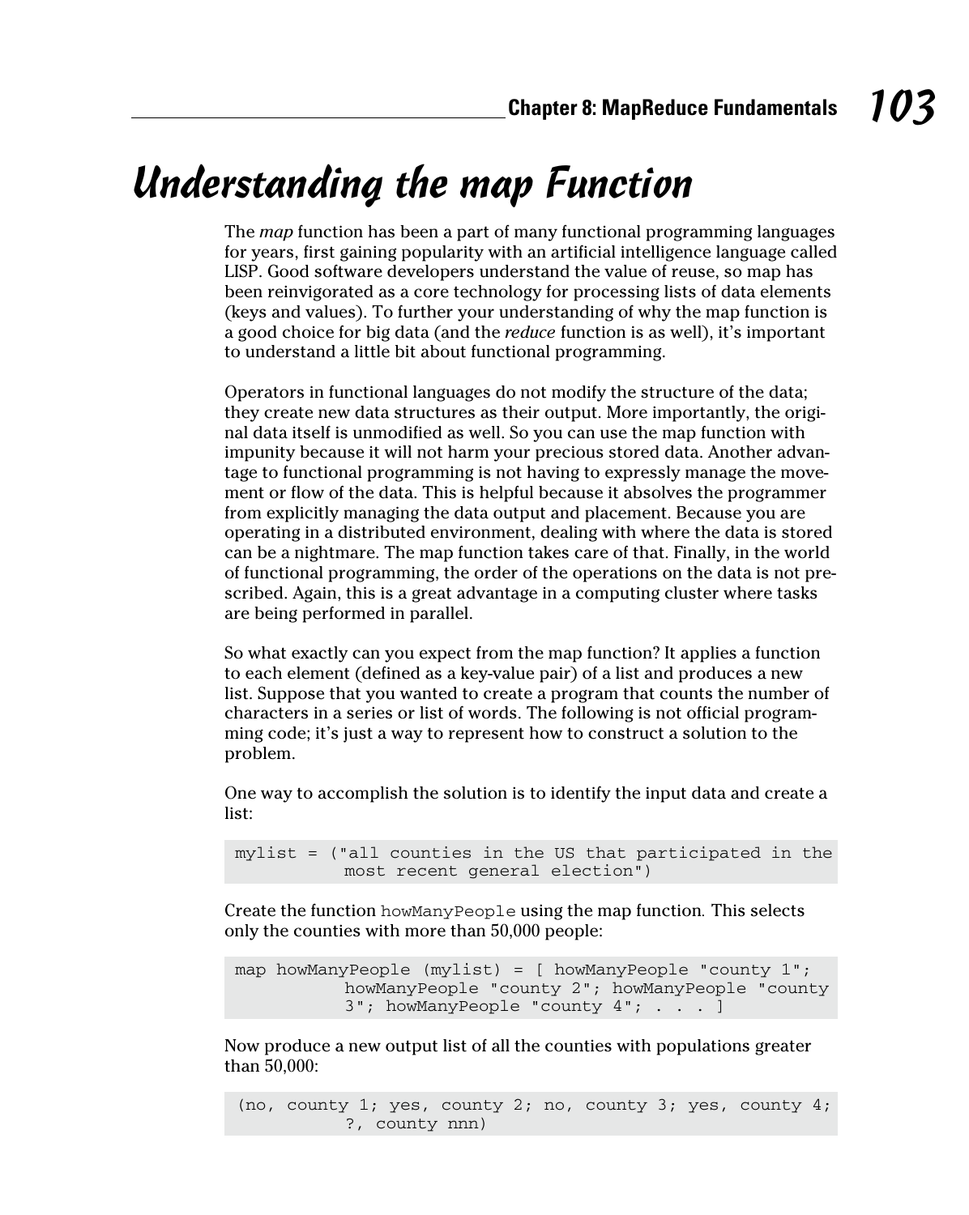# Understanding the map Function

The *map* function has been a part of many functional programming languages for years, first gaining popularity with an artificial intelligence language called LISP. Good software developers understand the value of reuse, so map has been reinvigorated as a core technology for processing lists of data elements (keys and values). To further your understanding of why the map function is a good choice for big data (and the *reduce* function is as well), it's important to understand a little bit about functional programming.

Operators in functional languages do not modify the structure of the data; they create new data structures as their output. More importantly, the original data itself is unmodified as well. So you can use the map function with impunity because it will not harm your precious stored data. Another advantage to functional programming is not having to expressly manage the movement or flow of the data. This is helpful because it absolves the programmer from explicitly managing the data output and placement. Because you are operating in a distributed environment, dealing with where the data is stored can be a nightmare. The map function takes care of that. Finally, in the world of functional programming, the order of the operations on the data is not prescribed. Again, this is a great advantage in a computing cluster where tasks are being performed in parallel.

So what exactly can you expect from the map function? It applies a function to each element (defined as a key-value pair) of a list and produces a new list. Suppose that you wanted to create a program that counts the number of characters in a series or list of words. The following is not official programming code; it's just a way to represent how to construct a solution to the problem.

One way to accomplish the solution is to identify the input data and create a list:

```
mylist = ("all counties in the US that participated in the
           most recent general election")
```

Create the function `howManyPeople` using the map function. This selects only the counties with more than 50,000 people:

```
map howManyPeople (mylist) = [ howManyPeople "county 1";
           howManyPeople "county 2"; howManyPeople "county
           3"; howManyPeople "county 4"; . . . ]
```

Now produce a new output list of all the counties with populations greater than 50,000:

```
(no, county 1; yes, county 2; no, county 3; yes, county 4;
          ?, county nnn)
```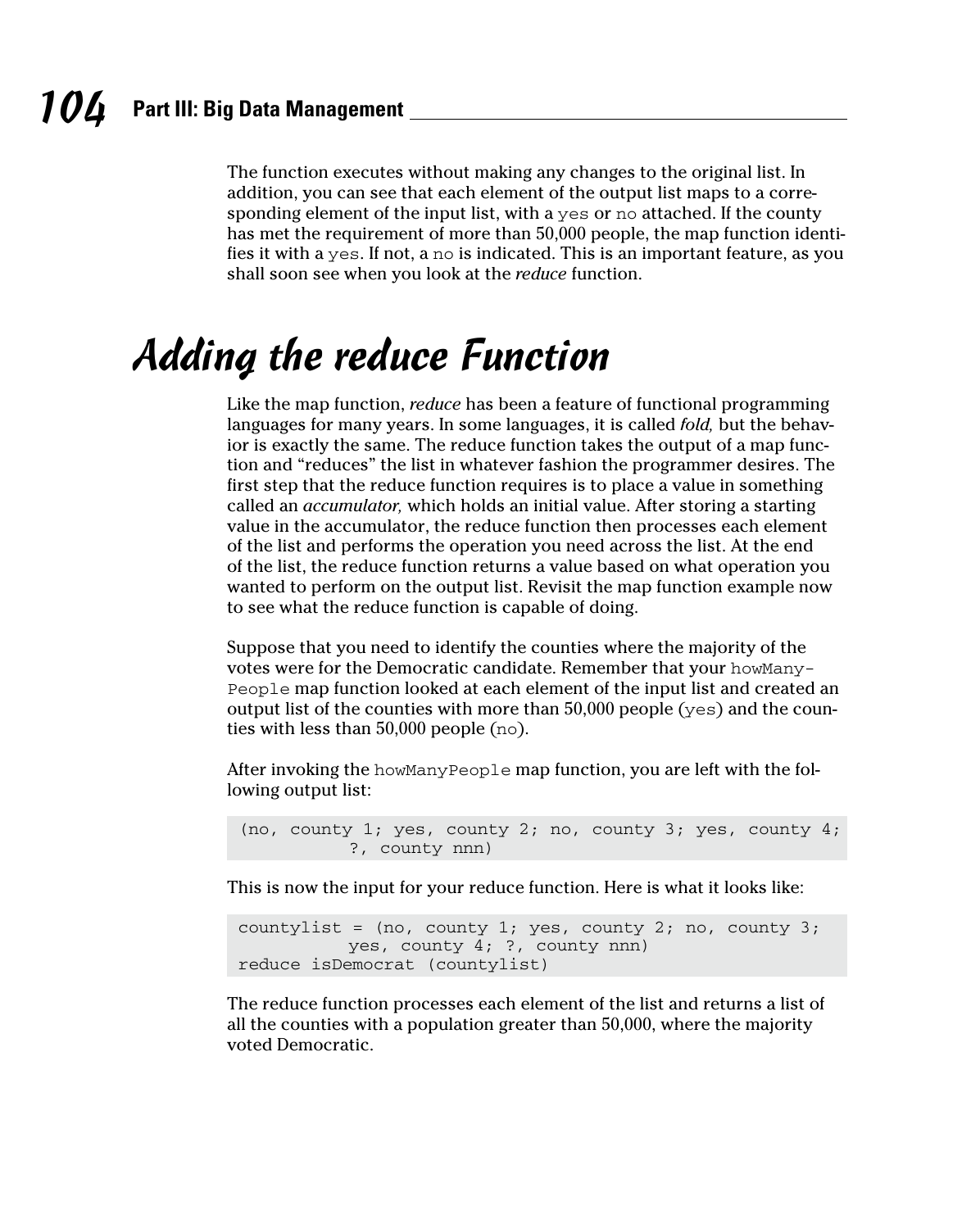The function executes without making any changes to the original list. In addition, you can see that each element of the output list maps to a corresponding element of the input list, with a `yes` or `no` attached. If the county has met the requirement of more than 50,000 people, the map function identifies it with a `yes`. If not, a `no` is indicated. This is an important feature, as you shall soon see when you look at the *reduce* function.

# Adding the reduce Function

Like the map function, *reduce* has been a feature of functional programming languages for many years. In some languages, it is called *fold,* but the behavior is exactly the same. The reduce function takes the output of a map function and "reduces" the list in whatever fashion the programmer desires. The first step that the reduce function requires is to place a value in something called an *accumulator,* which holds an initial value. After storing a starting value in the accumulator, the reduce function then processes each element of the list and performs the operation you need across the list. At the end of the list, the reduce function returns a value based on what operation you wanted to perform on the output list. Revisit the map function example now to see what the reduce function is capable of doing.

Suppose that you need to identify the counties where the majority of the votes were for the Democratic candidate. Remember that your `howManyPeople` map function looked at each element of the input list and created an output list of the counties with more than 50,000 people (`yes`) and the counties with less than 50,000 people (`no`).

After invoking the `howManyPeople` map function, you are left with the following output list:

```
(no, county 1; yes, county 2; no, county 3; yes, county 4;
          ?, county nnn)
```

This is now the input for your reduce function. Here is what it looks like:

```
countylist = (no, county 1; yes, county 2; no, county 3;
          yes, county 4; ?, county nnn)
reduce isDemocrat (countylist)
```

The reduce function processes each element of the list and returns a list of all the counties with a population greater than 50,000, where the majority voted Democratic.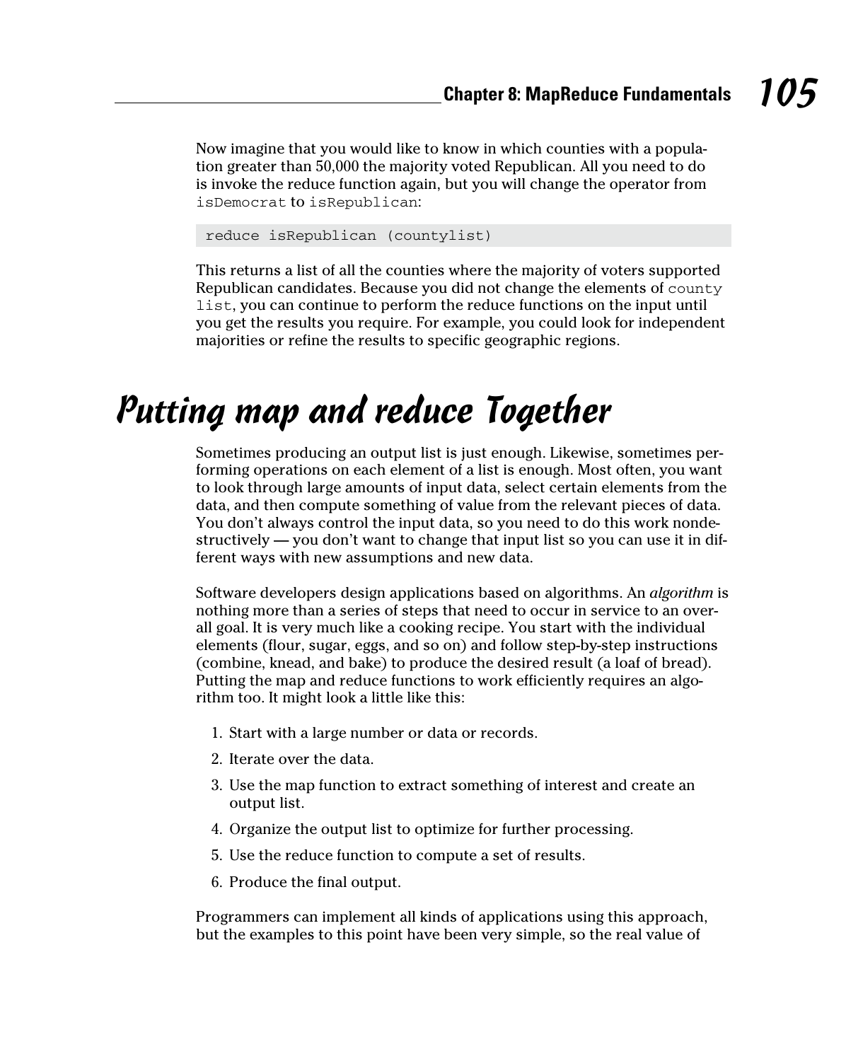Now imagine that you would like to know in which counties with a population greater than 50,000 the majority voted Republican. All you need to do is invoke the reduce function again, but you will change the operator from `isDemocrat` to `isRepublican`:

```
reduce isRepublican (countylist)
```

This returns a list of all the counties where the majority of voters supported Republican candidates. Because you did not change the elements of `county list`, you can continue to perform the reduce functions on the input until you get the results you require. For example, you could look for independent majorities or refine the results to specific geographic regions.

# Putting map and reduce Together

Sometimes producing an output list is just enough. Likewise, sometimes performing operations on each element of a list is enough. Most often, you want to look through large amounts of input data, select certain elements from the data, and then compute something of value from the relevant pieces of data. You don't always control the input data, so you need to do this work nondestructively — you don't want to change that input list so you can use it in different ways with new assumptions and new data.

Software developers design applications based on algorithms. An *algorithm* is nothing more than a series of steps that need to occur in service to an overall goal. It is very much like a cooking recipe. You start with the individual elements (flour, sugar, eggs, and so on) and follow step-by-step instructions (combine, knead, and bake) to produce the desired result (a loaf of bread). Putting the map and reduce functions to work efficiently requires an algorithm too. It might look a little like this:

1. Start with a large number or data or records.
2. Iterate over the data.
3. Use the map function to extract something of interest and create an output list.
4. Organize the output list to optimize for further processing.
5. Use the reduce function to compute a set of results.
6. Produce the final output.

Programmers can implement all kinds of applications using this approach, but the examples to this point have been very simple, so the real value of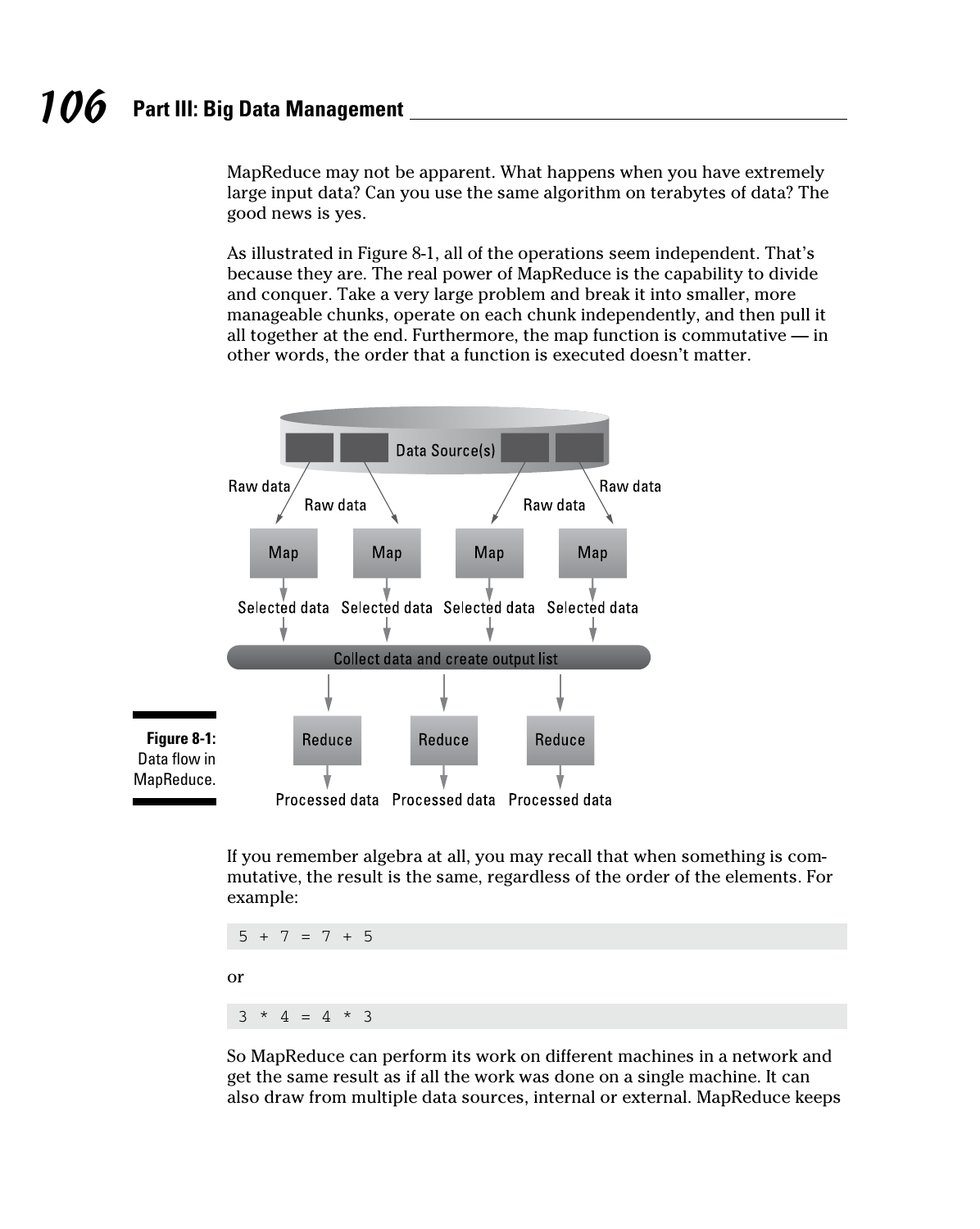MapReduce may not be apparent. What happens when you have extremely large input data? Can you use the same algorithm on terabytes of data? The good news is yes.

As illustrated in Figure 8-1, all of the operations seem independent. That's because they are. The real power of MapReduce is the capability to divide and conquer. Take a very large problem and break it into smaller, more manageable chunks, operate on each chunk independently, and then pull it all together at the end. Furthermore, the map function is commutative — in other words, the order that a function is executed doesn't matter.

Data Source(s)

Raw data — Raw data — Raw data — Raw data

Map — Map — Map — Map

Selected data — Selected data — Selected data — Selected data

Collect data and create output list

Reduce — Reduce — Reduce

Processed data — Processed data — Processed data

**Figure 8-1:** Data flow in MapReduce.

If you remember algebra at all, you may recall that when something is commutative, the result is the same, regardless of the order of the elements. For example:

```
5 + 7 = 7 + 5
```

or

```
3 * 4 = 4 * 3
```

So MapReduce can perform its work on different machines in a network and get the same result as if all the work was done on a single machine. It can also draw from multiple data sources, internal or external. MapReduce keeps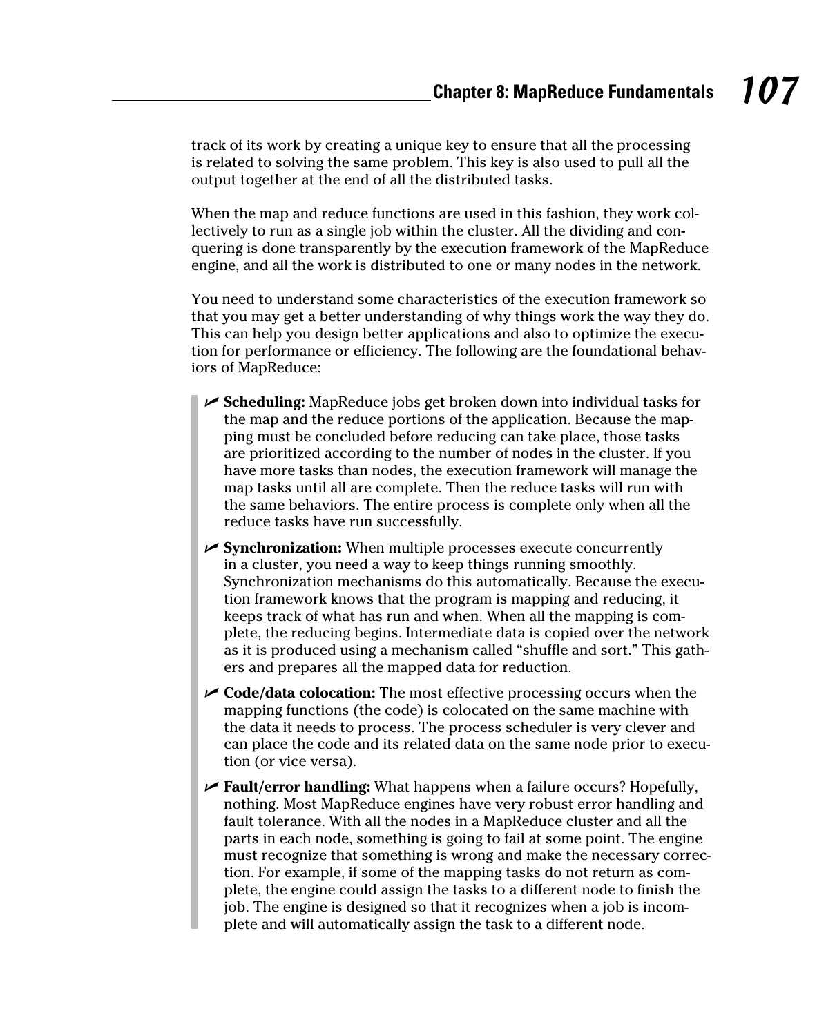track of its work by creating a unique key to ensure that all the processing is related to solving the same problem. This key is also used to pull all the output together at the end of all the distributed tasks.

When the map and reduce functions are used in this fashion, they work collectively to run as a single job within the cluster. All the dividing and conquering is done transparently by the execution framework of the MapReduce engine, and all the work is distributed to one or many nodes in the network.

You need to understand some characteristics of the execution framework so that you may get a better understanding of why things work the way they do. This can help you design better applications and also to optimize the execution for performance or efficiency. The following are the foundational behaviors of MapReduce:

- **Scheduling:** MapReduce jobs get broken down into individual tasks for the map and the reduce portions of the application. Because the mapping must be concluded before reducing can take place, those tasks are prioritized according to the number of nodes in the cluster. If you have more tasks than nodes, the execution framework will manage the map tasks until all are complete. Then the reduce tasks will run with the same behaviors. The entire process is complete only when all the reduce tasks have run successfully.
- **Synchronization:** When multiple processes execute concurrently in a cluster, you need a way to keep things running smoothly. Synchronization mechanisms do this automatically. Because the execution framework knows that the program is mapping and reducing, it keeps track of what has run and when. When all the mapping is complete, the reducing begins. Intermediate data is copied over the network as it is produced using a mechanism called "shuffle and sort." This gathers and prepares all the mapped data for reduction.
- **Code/data colocation:** The most effective processing occurs when the mapping functions (the code) is colocated on the same machine with the data it needs to process. The process scheduler is very clever and can place the code and its related data on the same node prior to execution (or vice versa).
- **Fault/error handling:** What happens when a failure occurs? Hopefully, nothing. Most MapReduce engines have very robust error handling and fault tolerance. With all the nodes in a MapReduce cluster and all the parts in each node, something is going to fail at some point. The engine must recognize that something is wrong and make the necessary correction. For example, if some of the mapping tasks do not return as complete, the engine could assign the tasks to a different node to finish the job. The engine is designed so that it recognizes when a job is incomplete and will automatically assign the task to a different node.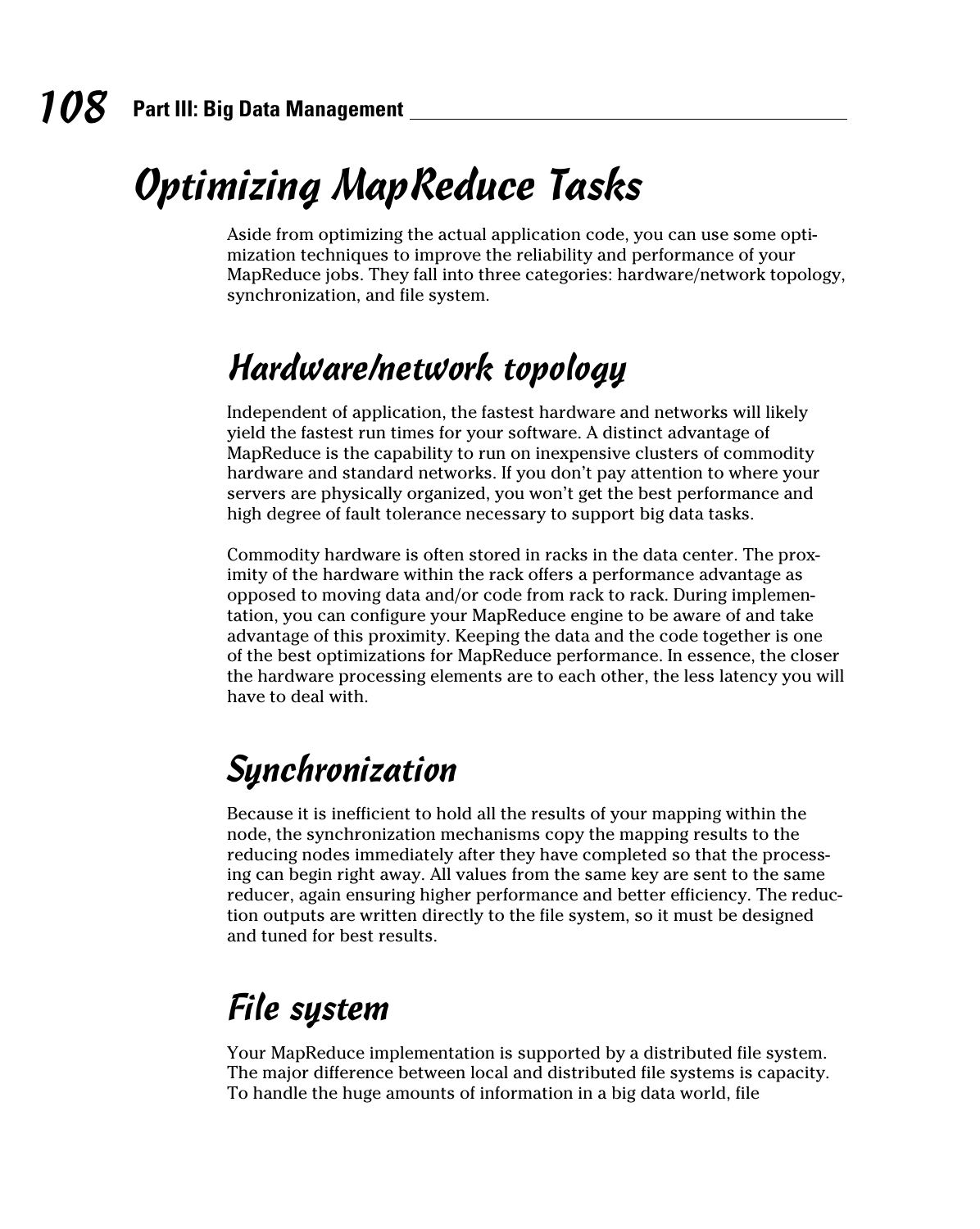# Optimizing MapReduce Tasks

Aside from optimizing the actual application code, you can use some optimization techniques to improve the reliability and performance of your MapReduce jobs. They fall into three categories: hardware/network topology, synchronization, and file system.

## Hardware/network topology

Independent of application, the fastest hardware and networks will likely yield the fastest run times for your software. A distinct advantage of MapReduce is the capability to run on inexpensive clusters of commodity hardware and standard networks. If you don't pay attention to where your servers are physically organized, you won't get the best performance and high degree of fault tolerance necessary to support big data tasks.

Commodity hardware is often stored in racks in the data center. The proximity of the hardware within the rack offers a performance advantage as opposed to moving data and/or code from rack to rack. During implementation, you can configure your MapReduce engine to be aware of and take advantage of this proximity. Keeping the data and the code together is one of the best optimizations for MapReduce performance. In essence, the closer the hardware processing elements are to each other, the less latency you will have to deal with.

## Synchronization

Because it is inefficient to hold all the results of your mapping within the node, the synchronization mechanisms copy the mapping results to the reducing nodes immediately after they have completed so that the processing can begin right away. All values from the same key are sent to the same reducer, again ensuring higher performance and better efficiency. The reduction outputs are written directly to the file system, so it must be designed and tuned for best results.

## File system

Your MapReduce implementation is supported by a distributed file system. The major difference between local and distributed file systems is capacity. To handle the huge amounts of information in a big data world, file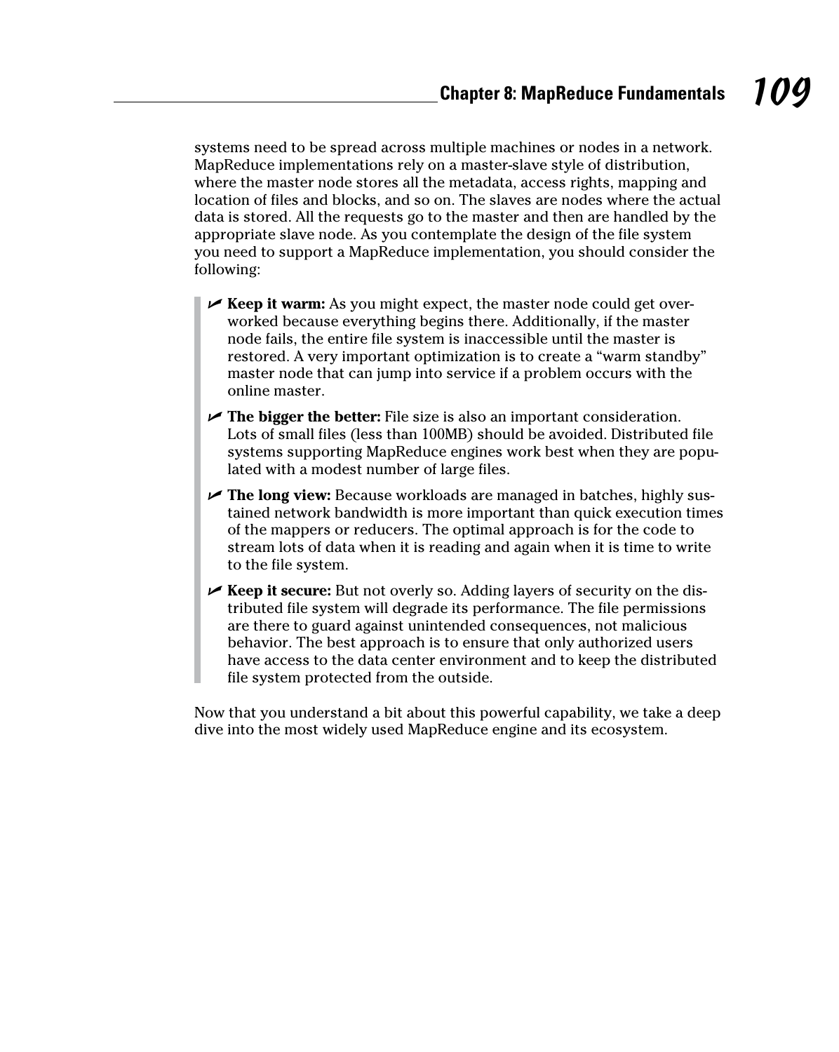systems need to be spread across multiple machines or nodes in a network. MapReduce implementations rely on a master-slave style of distribution, where the master node stores all the metadata, access rights, mapping and location of files and blocks, and so on. The slaves are nodes where the actual data is stored. All the requests go to the master and then are handled by the appropriate slave node. As you contemplate the design of the file system you need to support a MapReduce implementation, you should consider the following:

- **Keep it warm:** As you might expect, the master node could get overworked because everything begins there. Additionally, if the master node fails, the entire file system is inaccessible until the master is restored. A very important optimization is to create a “warm standby” master node that can jump into service if a problem occurs with the online master.
- **The bigger the better:** File size is also an important consideration. Lots of small files (less than 100MB) should be avoided. Distributed file systems supporting MapReduce engines work best when they are populated with a modest number of large files.
- **The long view:** Because workloads are managed in batches, highly sustained network bandwidth is more important than quick execution times of the mappers or reducers. The optimal approach is for the code to stream lots of data when it is reading and again when it is time to write to the file system.
- **Keep it secure:** But not overly so. Adding layers of security on the distributed file system will degrade its performance. The file permissions are there to guard against unintended consequences, not malicious behavior. The best approach is to ensure that only authorized users have access to the data center environment and to keep the distributed file system protected from the outside.

Now that you understand a bit about this powerful capability, we take a deep dive into the most widely used MapReduce engine and its ecosystem.